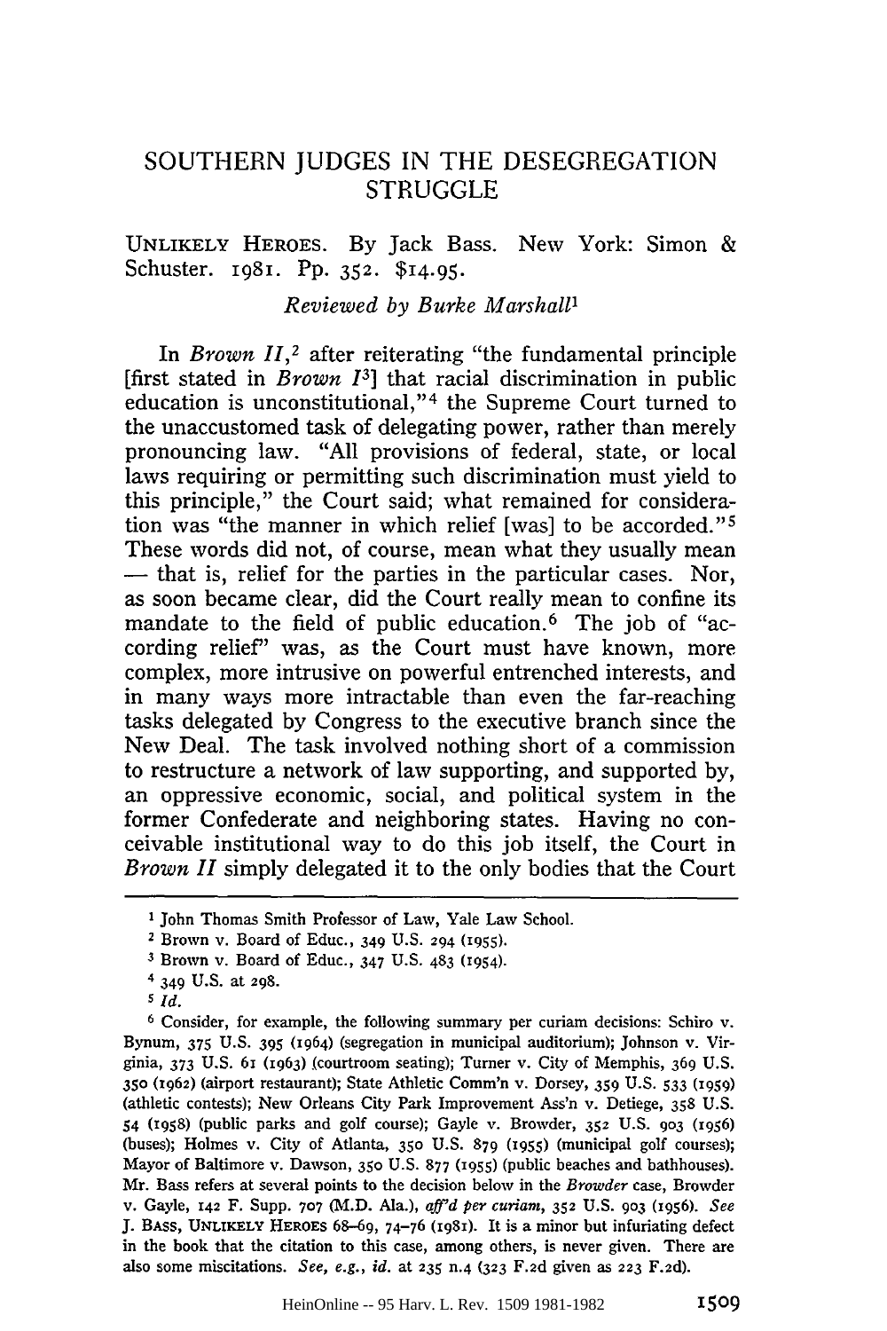# SOUTHERN JUDGES IN THE DESEGREGATION STRUGGLE

UNLIKELY HEROES. By Jack Bass. New York: Simon & Schuster. 1981. Pp. 352. $14.95.

*Reviewed by Burke Marshall*[1]

In *Brown II*,[2] after reiterating "the fundamental principle [first stated in *Brown I*[3]] that racial discrimination in public education is unconstitutional,"[4] the Supreme Court turned to the unaccustomed task of delegating power, rather than merely pronouncing law. "All provisions of federal, state, or local laws requiring or permitting such discrimination must yield to this principle," the Court said; what remained for consideration was "the manner in which relief [was] to be accorded."[5] These words did not, of course, mean what they usually mean — that is, relief for the parties in the particular cases. Nor, as soon became clear, did the Court really mean to confine its mandate to the field of public education.[6] The job of "according relief" was, as the Court must have known, more complex, more intrusive on powerful entrenched interests, and in many ways more intractable than even the far-reaching tasks delegated by Congress to the executive branch since the New Deal. The task involved nothing short of a commission to restructure a network of law supporting, and supported by, an oppressive economic, social, and political system in the former Confederate and neighboring states. Having no conceivable institutional way to do this job itself, the Court in *Brown II* simply delegated it to the only bodies that the Court

---

[1] John Thomas Smith Professor of Law, Yale Law School.

[2] Brown v. Board of Educ., 349 U.S. 294 (1955).

[3] Brown v. Board of Educ., 347 U.S. 483 (1954).

[4] 349 U.S. at 298.

[5] *Id.*

[6] Consider, for example, the following summary per curiam decisions: Schiro v. Bynum, 375 U.S. 395 (1964) (segregation in municipal auditorium); Johnson v. Virginia, 373 U.S. 61 (1963) (courtroom seating); Turner v. City of Memphis, 369 U.S. 350 (1962) (airport restaurant); State Athletic Comm'n v. Dorsey, 359 U.S. 533 (1959) (athletic contests); New Orleans City Park Improvement Ass'n v. Detiege, 358 U.S. 54 (1958) (public parks and golf course); Gayle v. Browder, 352 U.S. 903 (1956) (buses); Holmes v. City of Atlanta, 350 U.S. 879 (1955) (municipal golf courses); Mayor of Baltimore v. Dawson, 350 U.S. 877 (1955) (public beaches and bathhouses). Mr. Bass refers at several points to the decision below in the *Browder* case, Browder v. Gayle, 142 F. Supp. 707 (M.D. Ala.), *aff'd per curiam*, 352 U.S. 903 (1956). *See* J. BASS, UNLIKELY HEROES 68–69, 74–76 (1981). It is a minor but infuriating defect in the book that the citation to this case, among others, is never given. There are also some miscitations. *See, e.g.*, *id.* at 235 n.4 (323 F.2d given as 223 F.2d).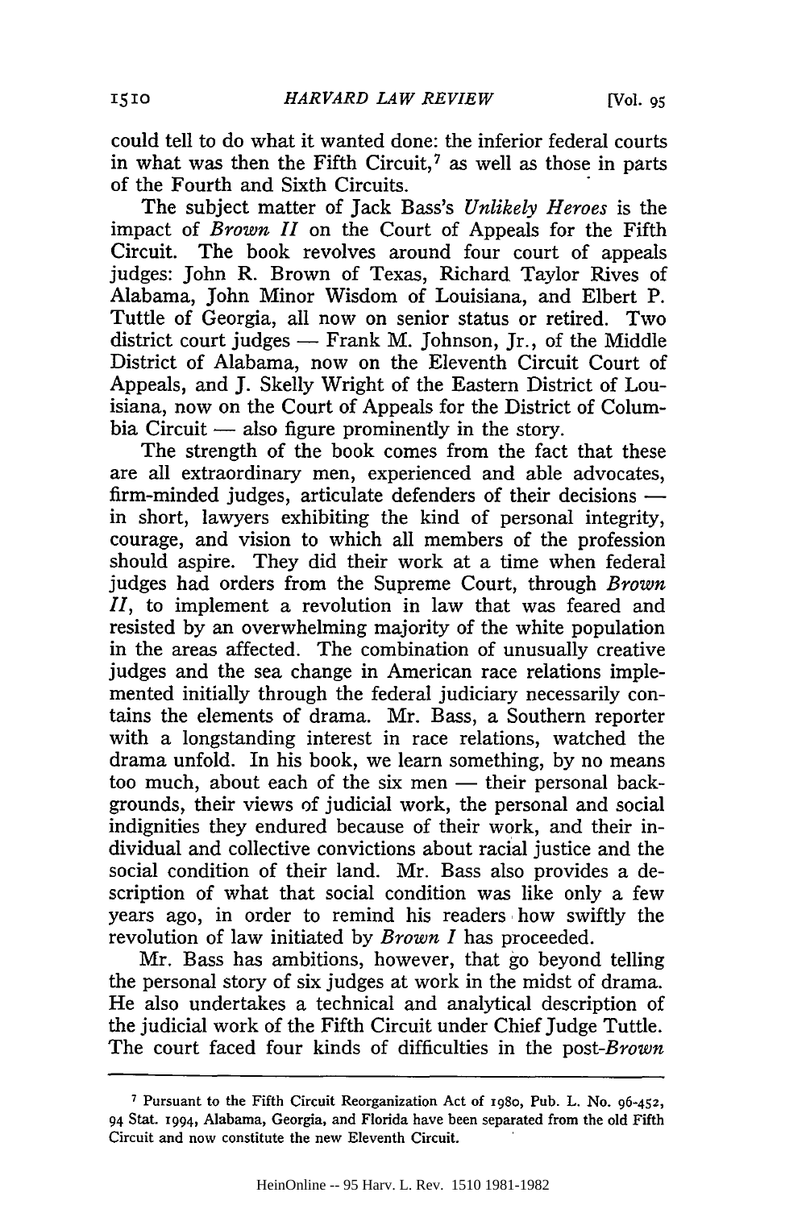could tell to do what it wanted done: the inferior federal courts in what was then the Fifth Circuit,[7] as well as those in parts of the Fourth and Sixth Circuits.

The subject matter of Jack Bass's *Unlikely Heroes* is the impact of *Brown II* on the Court of Appeals for the Fifth Circuit. The book revolves around four court of appeals judges: John R. Brown of Texas, Richard Taylor Rives of Alabama, John Minor Wisdom of Louisiana, and Elbert P. Tuttle of Georgia, all now on senior status or retired. Two district court judges — Frank M. Johnson, Jr., of the Middle District of Alabama, now on the Eleventh Circuit Court of Appeals, and J. Skelly Wright of the Eastern District of Louisiana, now on the Court of Appeals for the District of Columbia Circuit — also figure prominently in the story.

The strength of the book comes from the fact that these are all extraordinary men, experienced and able advocates, firm-minded judges, articulate defenders of their decisions — in short, lawyers exhibiting the kind of personal integrity, courage, and vision to which all members of the profession should aspire. They did their work at a time when federal judges had orders from the Supreme Court, through *Brown II*, to implement a revolution in law that was feared and resisted by an overwhelming majority of the white population in the areas affected. The combination of unusually creative judges and the sea change in American race relations implemented initially through the federal judiciary necessarily contains the elements of drama. Mr. Bass, a Southern reporter with a longstanding interest in race relations, watched the drama unfold. In his book, we learn something, by no means too much, about each of the six men — their personal backgrounds, their views of judicial work, the personal and social indignities they endured because of their work, and their individual and collective convictions about racial justice and the social condition of their land. Mr. Bass also provides a description of what that social condition was like only a few years ago, in order to remind his readers how swiftly the revolution of law initiated by *Brown I* has proceeded.

Mr. Bass has ambitions, however, that go beyond telling the personal story of six judges at work in the midst of drama. He also undertakes a technical and analytical description of the judicial work of the Fifth Circuit under Chief Judge Tuttle. The court faced four kinds of difficulties in the post-*Brown*

---

[7] Pursuant to the Fifth Circuit Reorganization Act of 1980, Pub. L. No. 96-452, 94 Stat. 1994, Alabama, Georgia, and Florida have been separated from the old Fifth Circuit and now constitute the new Eleventh Circuit.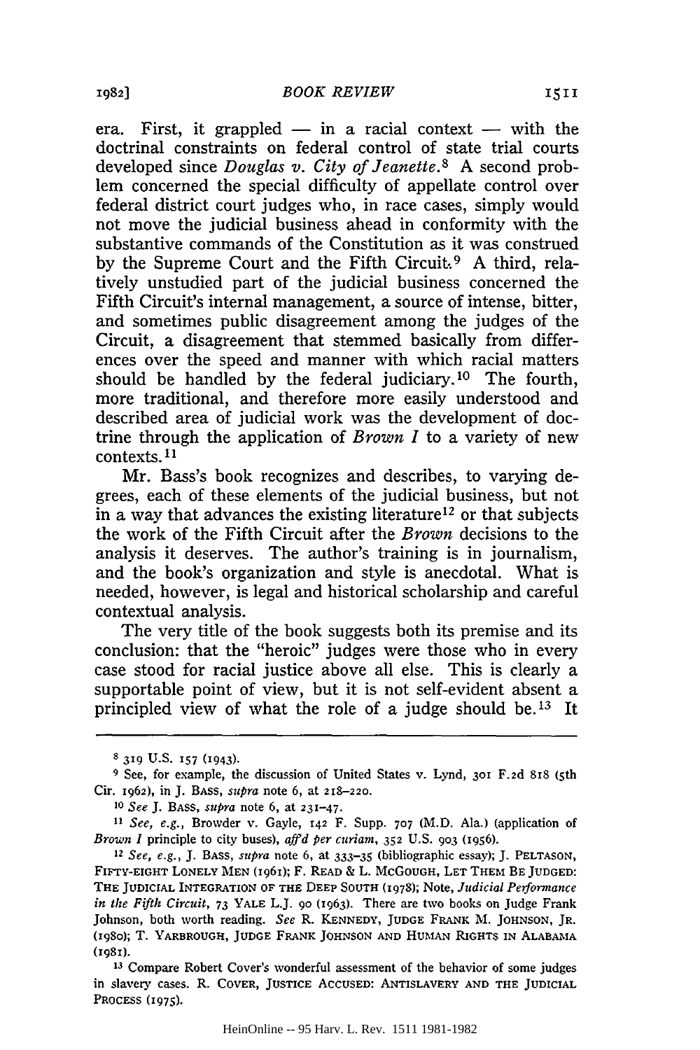era. First, it grappled — in a racial context — with the doctrinal constraints on federal control of state trial courts developed since *Douglas v. City of Jeanette*.[8] A second problem concerned the special difficulty of appellate control over federal district court judges who, in race cases, simply would not move the judicial business ahead in conformity with the substantive commands of the Constitution as it was construed by the Supreme Court and the Fifth Circuit.[9] A third, relatively unstudied part of the judicial business concerned the Fifth Circuit's internal management, a source of intense, bitter, and sometimes public disagreement among the judges of the Circuit, a disagreement that stemmed basically from differences over the speed and manner with which racial matters should be handled by the federal judiciary.[10] The fourth, more traditional, and therefore more easily understood and described area of judicial work was the development of doctrine through the application of *Brown I* to a variety of new contexts.[11]

Mr. Bass's book recognizes and describes, to varying degrees, each of these elements of the judicial business, but not in a way that advances the existing literature[12] or that subjects the work of the Fifth Circuit after the *Brown* decisions to the analysis it deserves. The author's training is in journalism, and the book's organization and style is anecdotal. What is needed, however, is legal and historical scholarship and careful contextual analysis.

The very title of the book suggests both its premise and its conclusion: that the "heroic" judges were those who in every case stood for racial justice above all else. This is clearly a supportable point of view, but it is not self-evident absent a principled view of what the role of a judge should be.[13] It

---

[8] 319 U.S. 157 (1943).

[9] See, for example, the discussion of United States v. Lynd, 301 F.2d 818 (5th Cir. 1962), in J. BASS, *supra* note 6, at 218–220.

[10] *See* J. BASS, *supra* note 6, at 231–47.

[11] *See, e.g.*, Browder v. Gayle, 142 F. Supp. 707 (M.D. Ala.) (application of *Brown I* principle to city buses), *aff'd per curiam*, 352 U.S. 903 (1956).

[12] *See, e.g.*, J. BASS, *supra* note 6, at 333–35 (bibliographic essay); J. PELTASON, FIFTY-EIGHT LONELY MEN (1961); F. READ & L. MCGOUGH, LET THEM BE JUDGED: THE JUDICIAL INTEGRATION OF THE DEEP SOUTH (1978); Note, *Judicial Performance in the Fifth Circuit*, 73 YALE L.J. 90 (1963). There are two books on Judge Frank Johnson, both worth reading. *See* R. KENNEDY, JUDGE FRANK M. JOHNSON, JR. (1980); T. YARBROUGH, JUDGE FRANK JOHNSON AND HUMAN RIGHTS IN ALABAMA (1981).

[13] Compare Robert Cover's wonderful assessment of the behavior of some judges in slavery cases. R. COVER, JUSTICE ACCUSED: ANTISLAVERY AND THE JUDICIAL PROCESS (1975).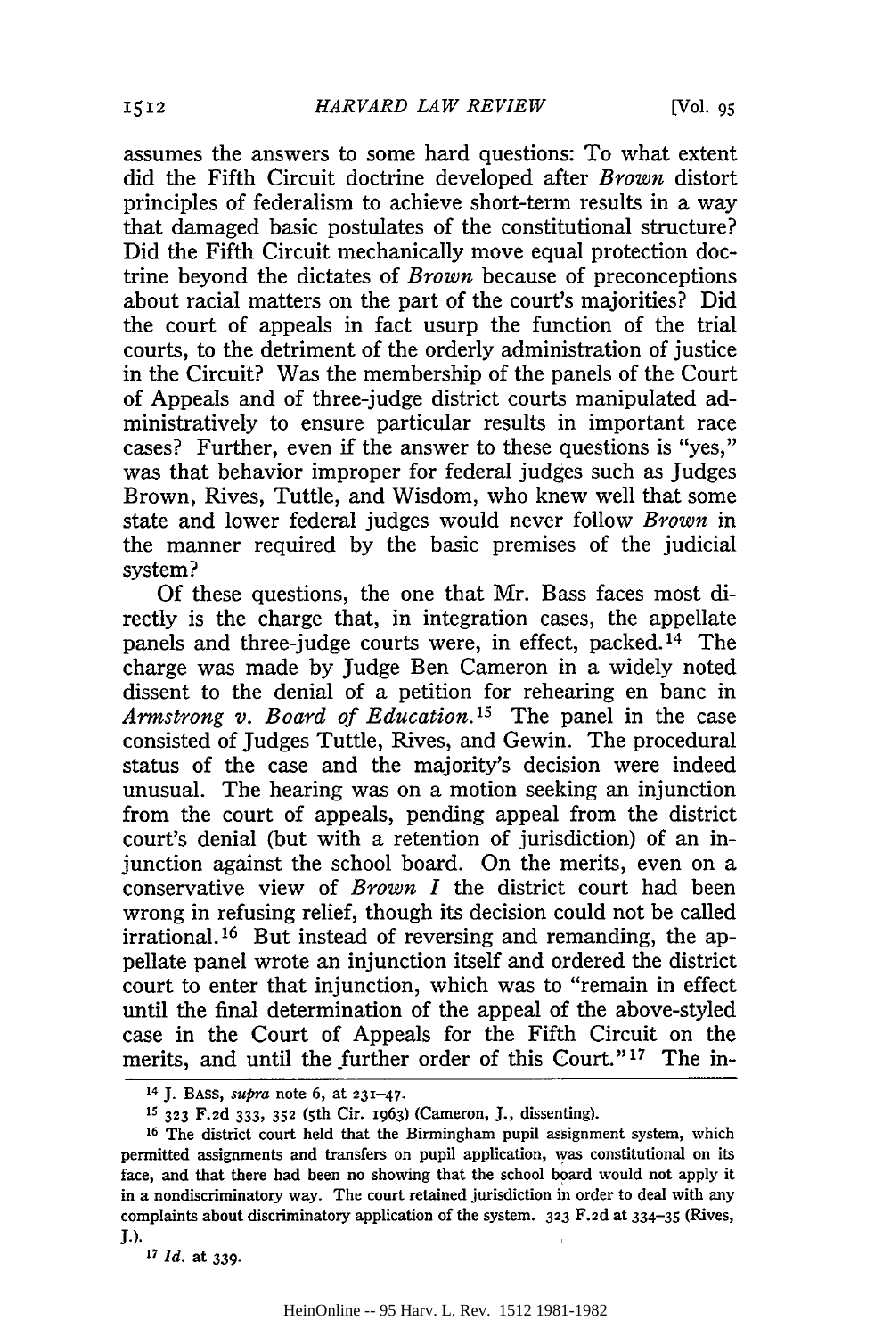assumes the answers to some hard questions: To what extent did the Fifth Circuit doctrine developed after *Brown* distort principles of federalism to achieve short-term results in a way that damaged basic postulates of the constitutional structure? Did the Fifth Circuit mechanically move equal protection doctrine beyond the dictates of *Brown* because of preconceptions about racial matters on the part of the court's majorities? Did the court of appeals in fact usurp the function of the trial courts, to the detriment of the orderly administration of justice in the Circuit? Was the membership of the panels of the Court of Appeals and of three-judge district courts manipulated administratively to ensure particular results in important race cases? Further, even if the answer to these questions is "yes," was that behavior improper for federal judges such as Judges Brown, Rives, Tuttle, and Wisdom, who knew well that some state and lower federal judges would never follow *Brown* in the manner required by the basic premises of the judicial system?

Of these questions, the one that Mr. Bass faces most directly is the charge that, in integration cases, the appellate panels and three-judge courts were, in effect, packed.[14] The charge was made by Judge Ben Cameron in a widely noted dissent to the denial of a petition for rehearing en banc in *Armstrong v. Board of Education.*[15] The panel in the case consisted of Judges Tuttle, Rives, and Gewin. The procedural status of the case and the majority's decision were indeed unusual. The hearing was on a motion seeking an injunction from the court of appeals, pending appeal from the district court's denial (but with a retention of jurisdiction) of an injunction against the school board. On the merits, even on a conservative view of *Brown I* the district court had been wrong in refusing relief, though its decision could not be called irrational.[16] But instead of reversing and remanding, the appellate panel wrote an injunction itself and ordered the district court to enter that injunction, which was to "remain in effect until the final determination of the appeal of the above-styled case in the Court of Appeals for the Fifth Circuit on the merits, and until the further order of this Court."[17] The in-

---

[14] J. BASS, *supra* note 6, at 231–47.

[15] 323 F.2d 333, 352 (5th Cir. 1963) (Cameron, J., dissenting).

[16] The district court held that the Birmingham pupil assignment system, which permitted assignments and transfers on pupil application, was constitutional on its face, and that there had been no showing that the school board would not apply it in a nondiscriminatory way. The court retained jurisdiction in order to deal with any complaints about discriminatory application of the system. 323 F.2d at 334–35 (Rives, J.).

[17] *Id.* at 339.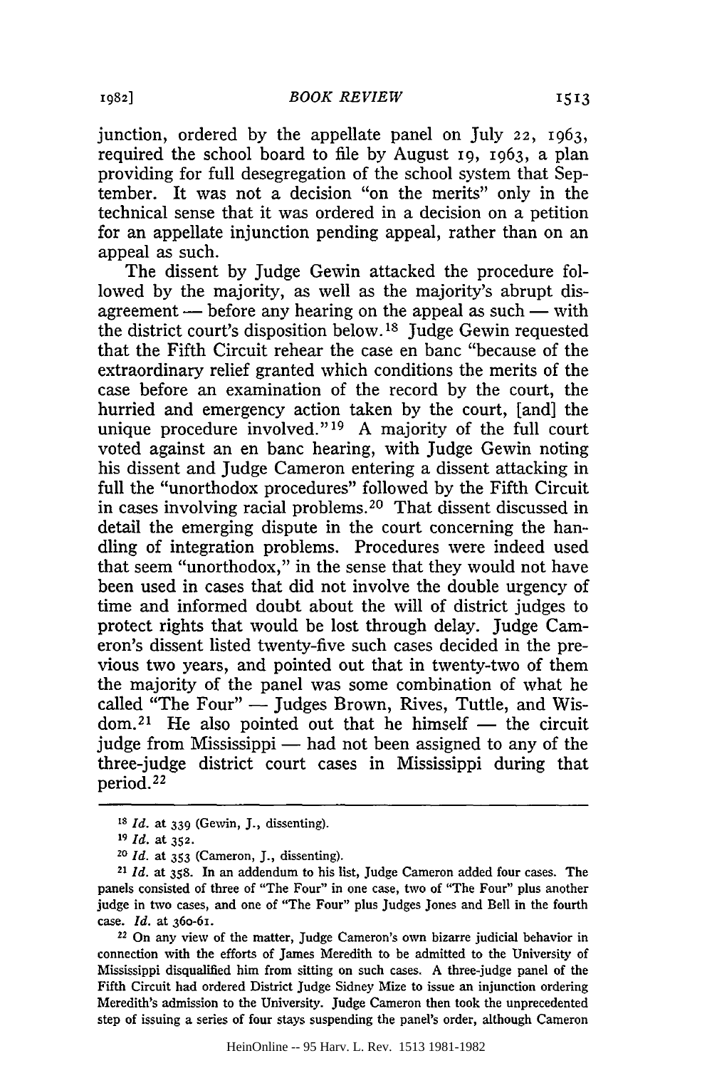junction, ordered by the appellate panel on July 22, 1963, required the school board to file by August 19, 1963, a plan providing for full desegregation of the school system that September. It was not a decision "on the merits" only in the technical sense that it was ordered in a decision on a petition for an appellate injunction pending appeal, rather than on an appeal as such.

The dissent by Judge Gewin attacked the procedure followed by the majority, as well as the majority's abrupt disagreement — before any hearing on the appeal as such — with the district court's disposition below.[18] Judge Gewin requested that the Fifth Circuit rehear the case en banc "because of the extraordinary relief granted which conditions the merits of the case before an examination of the record by the court, the hurried and emergency action taken by the court, [and] the unique procedure involved."[19] A majority of the full court voted against an en banc hearing, with Judge Gewin noting his dissent and Judge Cameron entering a dissent attacking in full the "unorthodox procedures" followed by the Fifth Circuit in cases involving racial problems.[20] That dissent discussed in detail the emerging dispute in the court concerning the handling of integration problems. Procedures were indeed used that seem "unorthodox," in the sense that they would not have been used in cases that did not involve the double urgency of time and informed doubt about the will of district judges to protect rights that would be lost through delay. Judge Cameron's dissent listed twenty-five such cases decided in the previous two years, and pointed out that in twenty-two of them the majority of the panel was some combination of what he called "The Four" — Judges Brown, Rives, Tuttle, and Wisdom.[21] He also pointed out that he himself — the circuit judge from Mississippi — had not been assigned to any of the three-judge district court cases in Mississippi during that period.[22]

---

[18] *Id.* at 339 (Gewin, J., dissenting).

[19] *Id.* at 352.

[20] *Id.* at 353 (Cameron, J., dissenting).

[21] *Id.* at 358. In an addendum to his list, Judge Cameron added four cases. The panels consisted of three of "The Four" in one case, two of "The Four" plus another judge in two cases, and one of "The Four" plus Judges Jones and Bell in the fourth case. *Id.* at 360-61.

[22] On any view of the matter, Judge Cameron's own bizarre judicial behavior in connection with the efforts of James Meredith to be admitted to the University of Mississippi disqualified him from sitting on such cases. A three-judge panel of the Fifth Circuit had ordered District Judge Sidney Mize to issue an injunction ordering Meredith's admission to the University. Judge Cameron then took the unprecedented step of issuing a series of four stays suspending the panel's order, although Cameron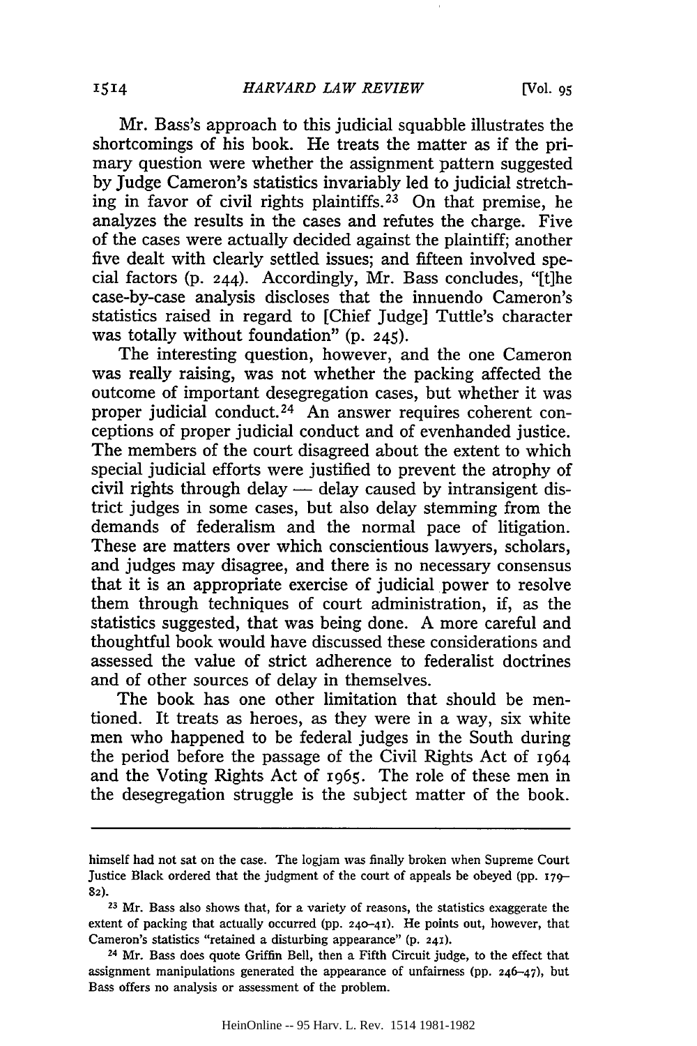Mr. Bass's approach to this judicial squabble illustrates the shortcomings of his book. He treats the matter as if the primary question were whether the assignment pattern suggested by Judge Cameron's statistics invariably led to judicial stretching in favor of civil rights plaintiffs.[23] On that premise, he analyzes the results in the cases and refutes the charge. Five of the cases were actually decided against the plaintiff; another five dealt with clearly settled issues; and fifteen involved special factors (p. 244). Accordingly, Mr. Bass concludes, "[t]he case-by-case analysis discloses that the innuendo Cameron's statistics raised in regard to [Chief Judge] Tuttle's character was totally without foundation" (p. 245).

The interesting question, however, and the one Cameron was really raising, was not whether the packing affected the outcome of important desegregation cases, but whether it was proper judicial conduct.[24] An answer requires coherent conceptions of proper judicial conduct and of evenhanded justice. The members of the court disagreed about the extent to which special judicial efforts were justified to prevent the atrophy of civil rights through delay — delay caused by intransigent district judges in some cases, but also delay stemming from the demands of federalism and the normal pace of litigation. These are matters over which conscientious lawyers, scholars, and judges may disagree, and there is no necessary consensus that it is an appropriate exercise of judicial power to resolve them through techniques of court administration, if, as the statistics suggested, that was being done. A more careful and thoughtful book would have discussed these considerations and assessed the value of strict adherence to federalist doctrines and of other sources of delay in themselves.

The book has one other limitation that should be mentioned. It treats as heroes, as they were in a way, six white men who happened to be federal judges in the South during the period before the passage of the Civil Rights Act of 1964 and the Voting Rights Act of 1965. The role of these men in the desegregation struggle is the subject matter of the book.

---

himself had not sat on the case. The logjam was finally broken when Supreme Court Justice Black ordered that the judgment of the court of appeals be obeyed (pp. 179–82).

[23] Mr. Bass also shows that, for a variety of reasons, the statistics exaggerate the extent of packing that actually occurred (pp. 240–41). He points out, however, that Cameron's statistics "retained a disturbing appearance" (p. 241).

[24] Mr. Bass does quote Griffin Bell, then a Fifth Circuit judge, to the effect that assignment manipulations generated the appearance of unfairness (pp. 246–47), but Bass offers no analysis or assessment of the problem.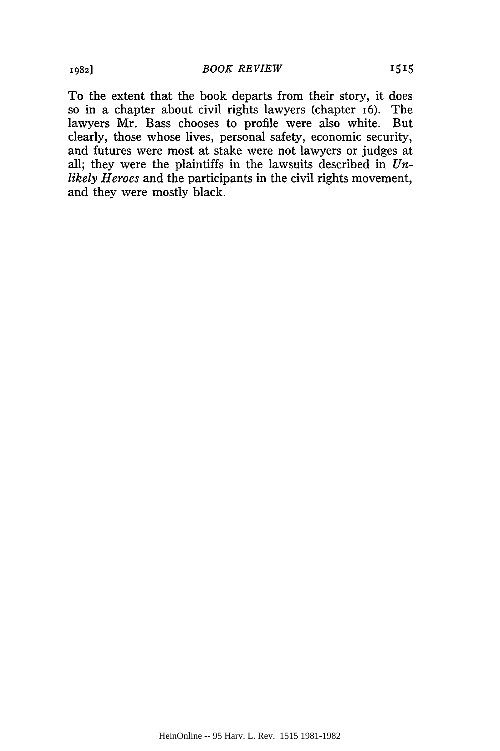To the extent that the book departs from their story, it does so in a chapter about civil rights lawyers (chapter 16). The lawyers Mr. Bass chooses to profile were also white. But clearly, those whose lives, personal safety, economic security, and futures were most at stake were not lawyers or judges at all; they were the plaintiffs in the lawsuits described in *Unlikely Heroes* and the participants in the civil rights movement, and they were mostly black.